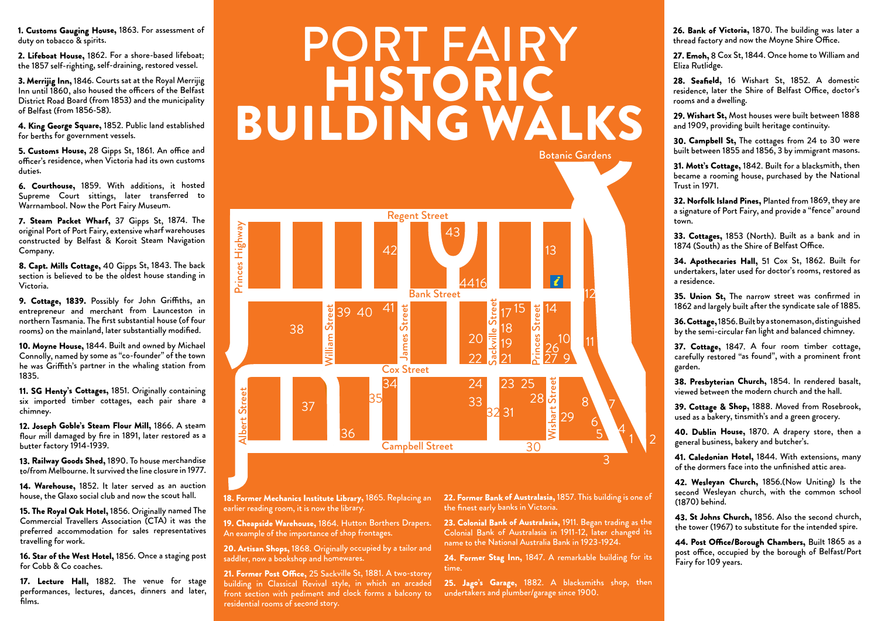# PORT FAIRY HISTORIC BUILDING WALKS

**1. Customs Gauging House,** 1863. For assessment of duty on tobacco & spirits.

**2. Lifeboat House,** 1862. For a shore-based lifeboat; the 1857 self-righting, self-draining, restored vessel.

**3. Merrijig Inn,** 1846. Courts sat at the Royal Merrijig Inn until 1860, also housed the officers of the Belfast District Road Board (from 1853) and the municipality of Belfast (from 1856-58).

**4. King George Square,** 1852. Public land established for berths for government vessels.

**5. Customs House,** 28 Gipps St, 1861. An office and officer's residence, when Victoria had its own customs duties.

**6. Courthouse,** 1859. With additions, it hosted Supreme Court sittings, later transferred to Warrnambool. Now the Port Fairy Museum.

**7. Steam Packet Wharf,** 37 Gipps St, 1874. The original Port of Port Fairy, extensive wharf warehouses constructed by Belfast & Koroit Steam Navigation Company.

**8. Capt. Mills Cottage,** 40 Gipps St, 1843. The back section is believed to be the oldest house standing in Victoria.

**9. Cottage, 1839.** Possibly for John Griffiths, an entrepreneur and merchant from Launceston in northern Tasmania. The first substantial house (of four rooms) on the mainland, later substantially modified.

**10. Moyne House,** 1844. Built and owned by Michael Connolly, named by some as "co-founder" of the town he was Griffith's partner in the whaling station from 1835.

**11. SG Henty's Cottages,** 1851. Originally containing six imported timber cottages, each pair share a chimney.

**12. Joseph Goble's Steam Flour Mill,** 1866. A steam flour mill damaged by fire in 1891, later restored as a butter factory 1914-1939.

**13. Railway Goods Shed,** 1890. To house merchandise to/from Melbourne. It survived the line closure in 1977.

**14. Warehouse,** 1852. It later served as an auction house, the Glaxo social club and now the scout hall.

**15. The Royal Oak Hotel,** 1856. Originally named The Commercial Travellers Association (CTA) it was the preferred accommodation for sales representatives travelling for work.

**16. Star of the West Hotel,** 1856. Once a staging post for Cobb & Co coaches.

**17. Lecture Hall,** 1882. The venue for stage performances, lectures, dances, dinners and later, films.

**18. Former Mechanics Institute Library,** 1865. Replacing an earlier reading room, it is now the library.

**19. Cheapside Warehouse,** 1864. Hutton Borthers Drapers. An example of the importance of shop frontages.

**20. Artisan Shops,** 1868. Originally occupied by a tailor and saddler, now a bookshop and homewares.

**21. Former Post Office,** 25 Sackville St, 1881. A two-storey building in Classical Revival style, in which an arcaded front section with pediment and clock forms a balcony to residential rooms of second story.

**22. Former Bank of Australasia,** 1857. This building is one of the finest early banks in Victoria.

**23. Colonial Bank of Australasia,** 1911. Began trading as the Colonial Bank of Australasia in 1911-12, later changed its name to the National Australia Bank in 1923-1924.

**24. Former Stag Inn,** 1847. A remarkable building for its time.

**25. Jago's Garage,** 1882. A blacksmiths shop, then undertakers and plumber/garage since 1900.

**26. Bank of Victoria,** 1870. The building was later a thread factory and now the Moyne Shire Office.

**27. Emoh,** 8 Cox St, 1844. Once home to William and Eliza Rutlidge.

**28. Seafield,** 16 Wishart St, 1852. A domestic residence, later the Shire of Belfast Office, doctor's rooms and a dwelling.

**29. Wishart St,** Most houses were built between 1888 and 1909, providing built heritage continuity.

**30. Campbell St,** The cottages from 24 to 30 were built between 1855 and 1856, 3 by immigrant masons.

**31. Mott's Cottage,** 1842. Built for a blacksmith, then became a rooming house, purchased by the National Trust in 1971.

**32. Norfolk Island Pines,** Planted from 1869, they are a signature of Port Fairy, and provide a "fence" around town.

**33. Cottages,** 1853 (North). Built as a bank and in 1874 (South) as the Shire of Belfast Office.

**34. Apothecaries Hall,** 51 Cox St, 1862. Built for undertakers, later used for doctor's rooms, restored as a residence.

**35. Union St,** The narrow street was confirmed in 1862 and largely built after the syndicate sale of 1885.

**36. Cottage,** 1856. Built by a stonemason, distinguished by the semi-circular fan light and balanced chimney.

**37. Cottage,** 1847. A four room timber cottage, carefully restored "as found", with a prominent front garden.

**38. Presbyterian Church,** 1854. In rendered basalt, viewed between the modern church and the hall.

**39. Cottage & Shop,** 1888. Moved from Rosebrook, used as a bakery, tinsmith's and a green grocery.

**40. Dublin House,** 1870. A drapery store, then a general business, bakery and butcher's.

**41. Caledonian Hotel,** 1844. With extensions, many of the dormers face into the unfinished attic area.

**42. Wesleyan Church,** 1856.(Now Uniting) Is the second Wesleyan church, with the common school (1870) behind.

**43. St Johns Church,** 1856. Also the second church, the tower (1967) to substitute for the intended spire.

**44. Post Office/Borough Chambers,** Built 1865 as a post office, occupied by the borough of Belfast/Port Fairy for 109 years.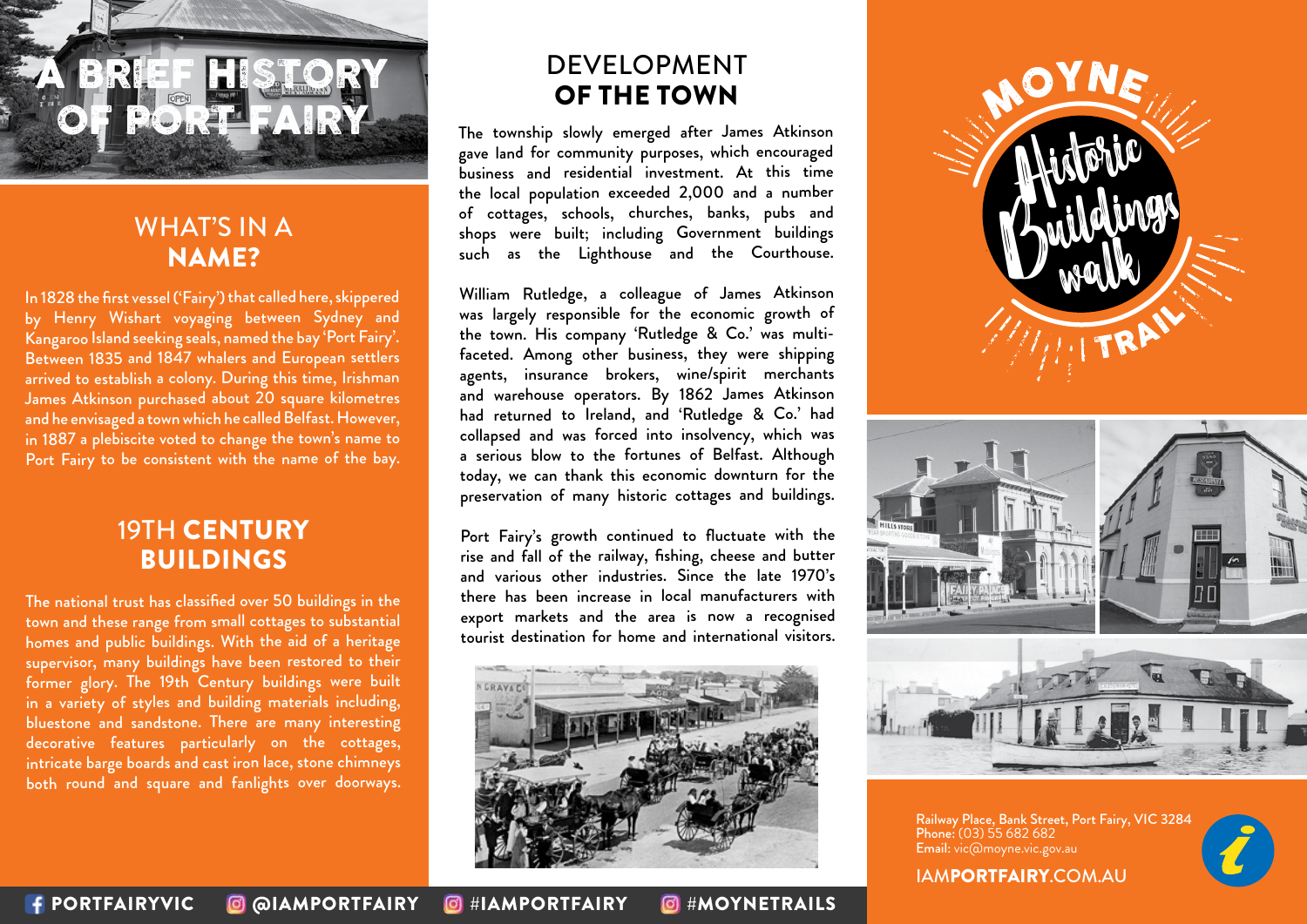# A BRIEF HISTORY OF PORT FAIRY

## WHAT'S IN A NAME?

In 1828 the first vessel ('Fairy') that called here, skippered by Henry Wishart voyaging between Sydney and Kangaroo Island seeking seals, named the bay 'Port Fairy'. Between 1835 and 1847 whalers and European settlers arrived to establish a colony. During this time, Irishman James Atkinson purchased about 20 square kilometres and he envisaged a town which he called Belfast. However, in 1887 a plebiscite voted to change the town's name to Port Fairy to be consistent with the name of the bay.

## 19TH CENTURY BUILDINGS

The national trust has classified over 50 buildings in the town and these range from small cottages to substantial homes and public buildings. With the aid of a heritage supervisor, many buildings have been restored to their former glory. The 19th Century buildings were built in a variety of styles and building materials including, bluestone and sandstone. There are many interesting decorative features particularly on the cottages, intricate barge boards and cast iron lace, stone chimneys both round and square and fanlights over doorways.

## DEVELOPMENT OF THE TOWN

The township slowly emerged after James Atkinson gave land for community purposes, which encouraged business and residential investment. At this time the local population exceeded 2,000 and a number of cottages, schools, churches, banks, pubs and shops were built; including Government buildings such as the Lighthouse and the Courthouse.

William Rutledge, a colleague of James Atkinson was largely responsible for the economic growth of the town. His company 'Rutledge & Co.' was multi-faceted. Among other business, they were shipping agents, insurance brokers, wine/spirit merchants and warehouse operators. By 1862 James Atkinson had returned to Ireland, and 'Rutledge & Co.' had collapsed and was forced into insolvency, which was a serious blow to the fortunes of Belfast. Although today, we can thank this economic downturn for the preservation of many historic cottages and buildings.

Port Fairy's growth continued to fluctuate with the rise and fall of the railway, fishing, cheese and butter and various other industries. Since the late 1970's there has been increase in local manufacturers with export markets and the area is now a recognised tourist destination for home and international visitors.

MOYNE Historic Buildings walk TRAIL

Railway Place, Bank Street, Port Fairy, VIC 3284
**Phone:** (03) 55 682 682
**Email:** vic@moyne.vic.gov.au

IAM**PORTFAIRY**.COM.AU

PORTFAIRYVIC | @IAMPORTFAIRY | #IAMPORTFAIRY | #MOYNETRAILS